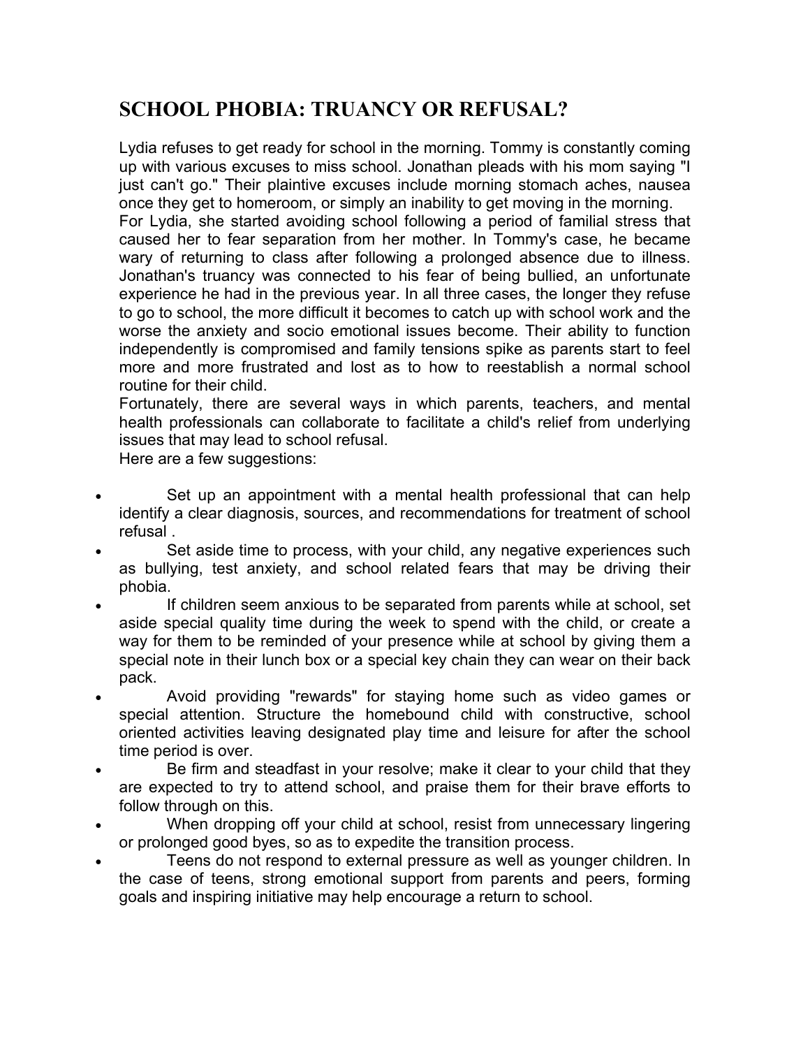# SCHOOL PHOBIA: TRUANCY OR REFUSAL?

Lydia refuses to get ready for school in the morning. Tommy is constantly coming up with various excuses to miss school. Jonathan pleads with his mom saying "I just can't go." Their plaintive excuses include morning stomach aches, nausea once they get to homeroom, or simply an inability to get moving in the morning.

For Lydia, she started avoiding school following a period of familial stress that caused her to fear separation from her mother. In Tommy's case, he became wary of returning to class after following a prolonged absence due to illness. Jonathan's truancy was connected to his fear of being bullied, an unfortunate experience he had in the previous year. In all three cases, the longer they refuse to go to school, the more difficult it becomes to catch up with school work and the worse the anxiety and socio emotional issues become. Their ability to function independently is compromised and family tensions spike as parents start to feel more and more frustrated and lost as to how to reestablish a normal school routine for their child.

Fortunately, there are several ways in which parents, teachers, and mental health professionals can collaborate to facilitate a child's relief from underlying issues that may lead to school refusal.

Here are a few suggestions:

- Set up an appointment with a mental health professional that can help identify a clear diagnosis, sources, and recommendations for treatment of school refusal .
- Set aside time to process, with your child, any negative experiences such as bullying, test anxiety, and school related fears that may be driving their phobia.
- If children seem anxious to be separated from parents while at school, set aside special quality time during the week to spend with the child, or create a way for them to be reminded of your presence while at school by giving them a special note in their lunch box or a special key chain they can wear on their back pack.
- Avoid providing "rewards" for staying home such as video games or special attention. Structure the homebound child with constructive, school oriented activities leaving designated play time and leisure for after the school time period is over.
- Be firm and steadfast in your resolve; make it clear to your child that they are expected to try to attend school, and praise them for their brave efforts to follow through on this.
- When dropping off your child at school, resist from unnecessary lingering or prolonged good byes, so as to expedite the transition process.
- Teens do not respond to external pressure as well as younger children. In the case of teens, strong emotional support from parents and peers, forming goals and inspiring initiative may help encourage a return to school.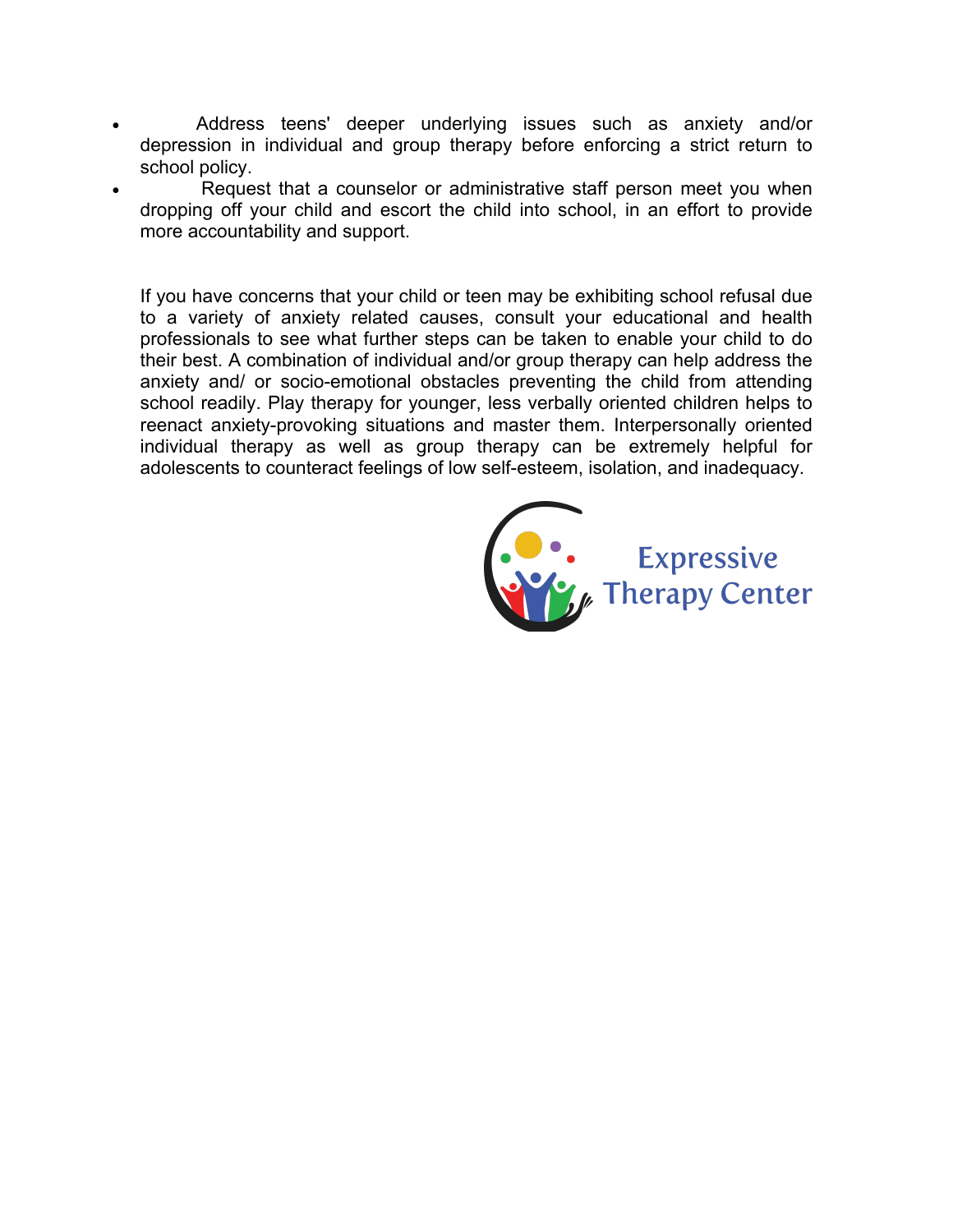- Address teens' deeper underlying issues such as anxiety and/or depression in individual and group therapy before enforcing a strict return to school policy.
- Request that a counselor or administrative staff person meet you when dropping off your child and escort the child into school, in an effort to provide more accountability and support.

If you have concerns that your child or teen may be exhibiting school refusal due to a variety of anxiety related causes, consult your educational and health professionals to see what further steps can be taken to enable your child to do their best. A combination of individual and/or group therapy can help address the anxiety and/ or socio-emotional obstacles preventing the child from attending school readily. Play therapy for younger, less verbally oriented children helps to reenact anxiety-provoking situations and master them. Interpersonally oriented individual therapy as well as group therapy can be extremely helpful for adolescents to counteract feelings of low self-esteem, isolation, and inadequacy.

Expressive Therapy Center